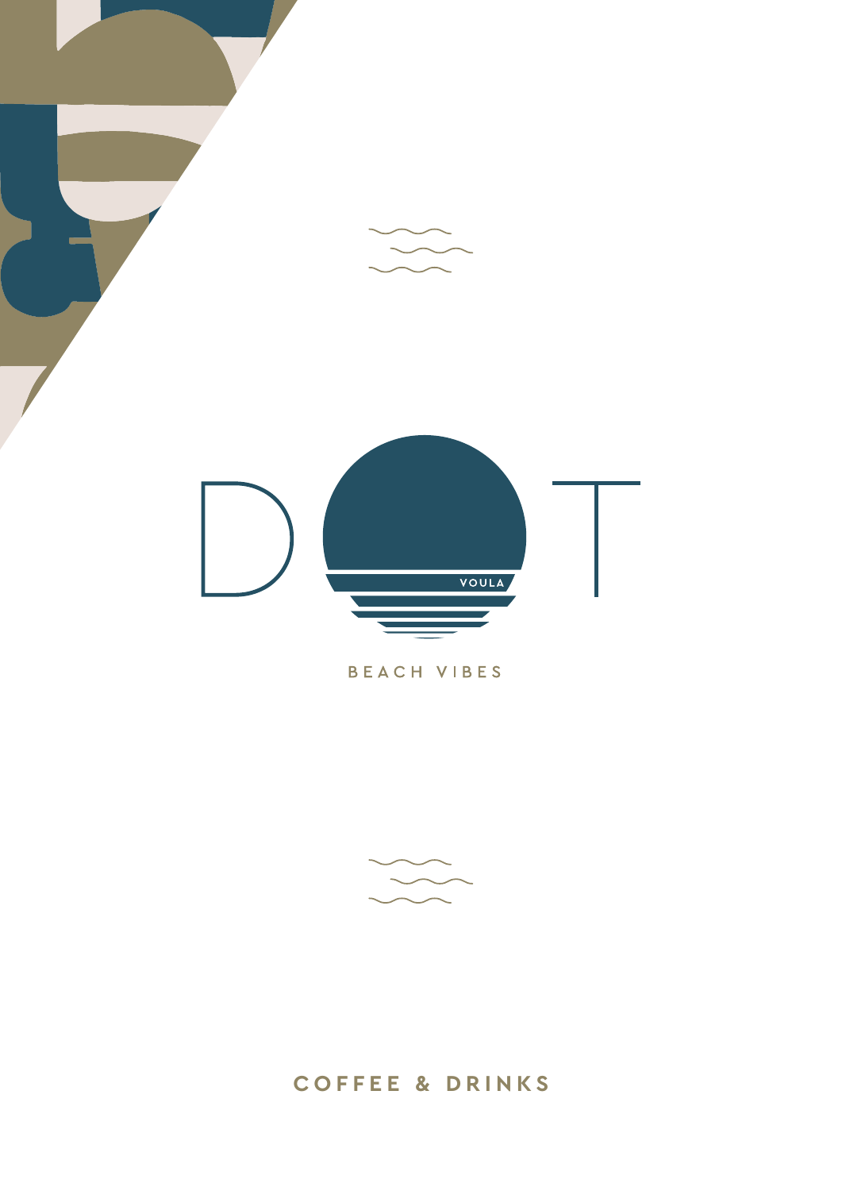# DOT

VOULA

BEACH VIBES

## COFFEE & DRINKS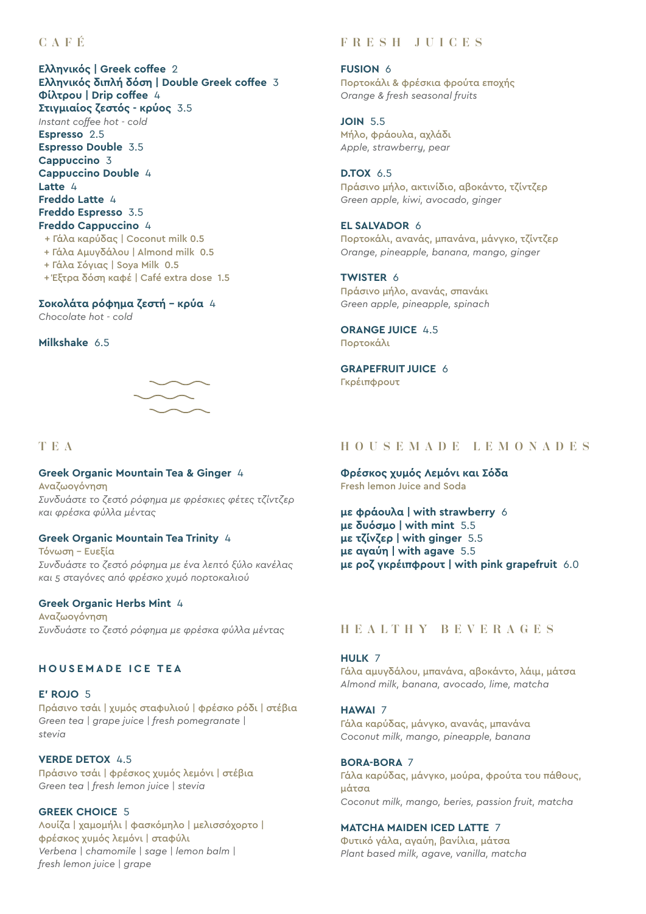## CAFÉ

**Ελληνικός | Greek coffee** 2
**Ελληνικός διπλή δόση | Double Greek coffee** 3
**Φίλτρου | Drip coffee** 4
**Στιγμιαίος ζεστός - κρύος** 3.5
*Instant coffee hot - cold*
**Espresso** 2.5
**Espresso Double** 3.5
**Cappuccino** 3
**Cappuccino Double** 4
**Latte** 4
**Freddo Latte** 4
**Freddo Espresso** 3.5
**Freddo Cappuccino** 4

+ Γάλα καρύδας | Coconut milk **0.5**
+ Γάλα Αμυγδάλου | Almond milk **0.5**
+ Γάλα Σόγιας | Soya Milk **0.5**
+ Έξτρα δόση καφέ | Café extra dose **1.5**

**Σοκολάτα ρόφημα ζεστή – κρύα** 4
*Chocolate hot - cold*

**Milkshake** 6.5

## TEA

**Greek Organic Mountain Tea & Ginger** 4
Αναζωογόνηση
*Συνδυάστε το ζεστό ρόφημα με φρέσκιες φέτες τζίντζερ και φρέσκα φύλλα μέντας*

**Greek Organic Mountain Tea Trinity** 4
Τόνωση – Ευεξία
*Συνδυάστε το ζεστό ρόφημα με ένα λεπτό ξύλο κανέλας και 5 σταγόνες από φρέσκο χυμό πορτοκαλιού*

**Greek Organic Herbs Mint** 4
Αναζωογόνηση
*Συνδυάστε το ζεστό ρόφημα με φρέσκα φύλλα μέντας*

### HOUSEMADE ICE TEA

**E' ROJO** 5
Πράσινο τσάι | χυμός σταφυλιού | φρέσκο ρόδι | στέβια
*Green tea | grape juice | fresh pomegranate | stevia*

**VERDE DETOX** 4.5
Πράσινο τσάι | φρέσκος χυμός λεμόνι | στέβια
*Green tea | fresh lemon juice | stevia*

**GREEK CHOICE** 5
Λουίζα | χαμομήλι | φασκόμηλο | μελισσόχορτο | φρέσκος χυμός λεμόνι | σταφύλι
*Verbena | chamomile | sage | lemon balm | fresh lemon juice | grape*

## FRESH JUICES

**FUSION** 6
Πορτοκάλι & φρέσκια φρούτα εποχής
*Orange & fresh seasonal fruits*

**JOIN** 5.5
Μήλο, φράουλα, αχλάδι
*Apple, strawberry, pear*

**D.TOX** 6.5
Πράσινο μήλο, ακτινίδιο, αβοκάντο, τζίντζερ
*Green apple, kiwi, avocado, ginger*

**EL SALVADOR** 6
Πορτοκάλι, ανανάς, μπανάνα, μάνγκο, τζίντζερ
*Orange, pineapple, banana, mango, ginger*

**TWISTER** 6
Πράσινο μήλο, ανανάς, σπανάκι
*Green apple, pineapple, spinach*

**ORANGE JUICE** 4.5
Πορτοκάλι

**GRAPEFRUIT JUICE** 6
Γκρέιπφρουτ

## HOUSEMADE LEMONADES

**Φρέσκος χυμός Λεμόνι και Σόδα**
Fresh lemon Juice and Soda

**με φράουλα | with strawberry** 6
**με δυόσμο | with mint** 5.5
**με τζίνζερ | with ginger** 5.5
**με αγαύη | with agave** 5.5
**με ροζ γκρέιπφρουτ | with pink grapefruit** 6.0

## HEALTHY BEVERAGES

**HULK** 7
Γάλα αμυγδάλου, μπανάνα, αβοκάντο, λάιμ, μάτσα
*Almond milk, banana, avocado, lime, matcha*

**HAWAI** 7
Γάλα καρύδας, μάνγκο, ανανάς, μπανάνα
*Coconut milk, mango, pineapple, banana*

**BORA-BORA** 7
Γάλα καρύδας, μάνγκο, μούρα, φρούτα του πάθους, μάτσα
*Coconut milk, mango, beries, passion fruit, matcha*

**MATCHA MAIDEN ICED LATTE** 7
Φυτικό γάλα, αγαύη, βανίλια, μάτσα
*Plant based milk, agave, vanilla, matcha*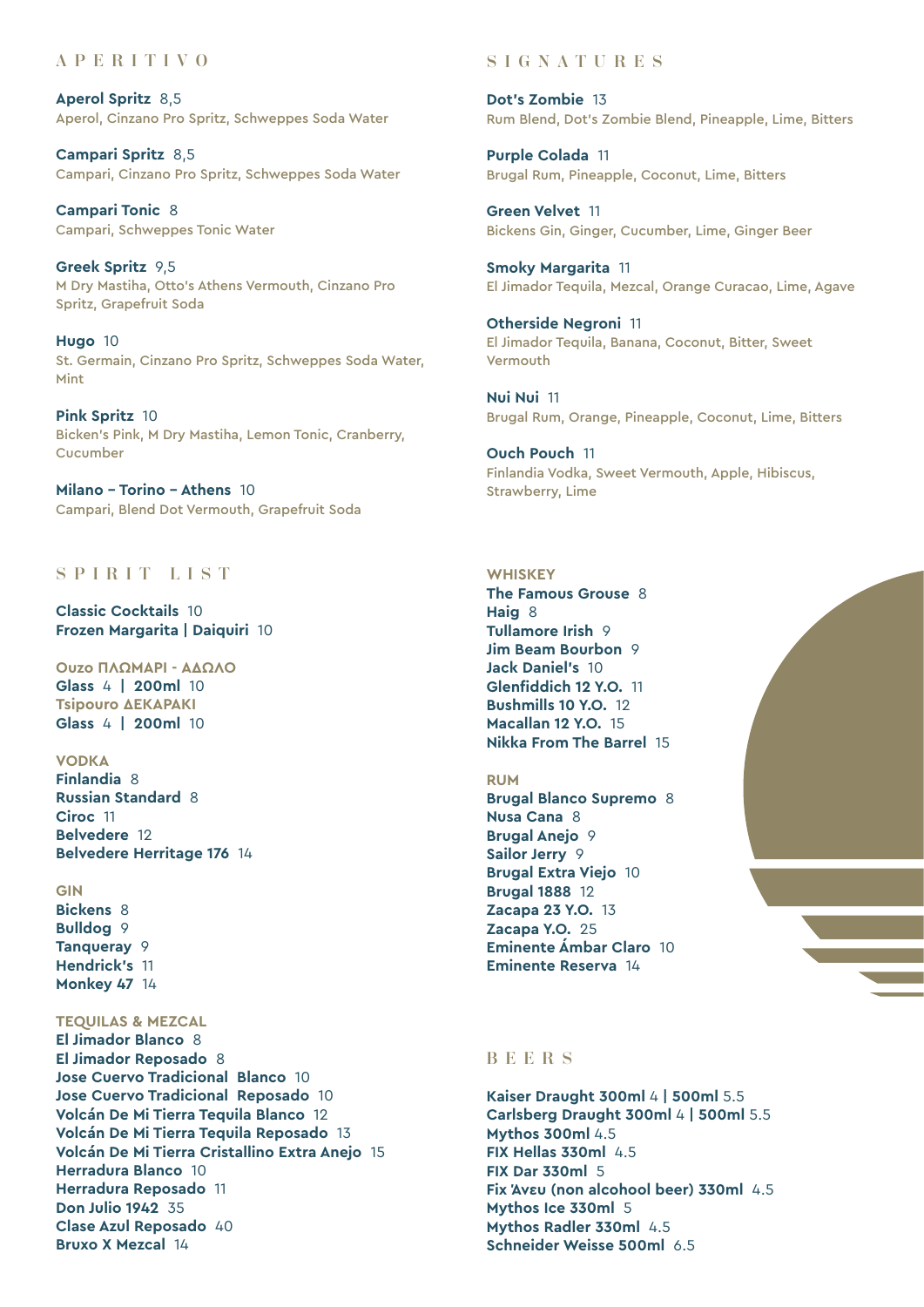## APERITIVO

**Aperol Spritz** 8,5
Aperol, Cinzano Pro Spritz, Schweppes Soda Water

**Campari Spritz** 8,5
Campari, Cinzano Pro Spritz, Schweppes Soda Water

**Campari Tonic** 8
Campari, Schweppes Tonic Water

**Greek Spritz** 9,5
M Dry Mastiha, Otto's Athens Vermouth, Cinzano Pro Spritz, Grapefruit Soda

**Hugo** 10
St. Germain, Cinzano Pro Spritz, Schweppes Soda Water, Mint

**Pink Spritz** 10
Bicken's Pink, M Dry Mastiha, Lemon Tonic, Cranberry, Cucumber

**Milano – Torino – Athens** 10
Campari, Blend Dot Vermouth, Grapefruit Soda

## SPIRIT LIST

**Classic Cocktails** 10
**Frozen Margarita | Daiquiri** 10

### Ouzo ΠΛΩΜΑΡΙ - ΑΔΩΛΟ
**Glass** 4 | **200ml** 10

### Tsipouro ΔΕΚΑΡΑΚΙ
**Glass** 4 | **200ml** 10

### VODKA
**Finlandia** 8
**Russian Standard** 8
**Ciroc** 11
**Belvedere** 12
**Belvedere Herritage 176** 14

### GIN
**Bickens** 8
**Bulldog** 9
**Tanqueray** 9
**Hendrick's** 11
**Monkey 47** 14

### TEQUILAS & MEZCAL
**El Jimador Blanco** 8
**El Jimador Reposado** 8
**Jose Cuervo Tradicional Blanco** 10
**Jose Cuervo Tradicional Reposado** 10
**Volcán De Mi Tierra Tequila Blanco** 12
**Volcán De Mi Tierra Tequila Reposado** 13
**Volcán De Mi Tierra Cristallino Extra Anejo** 15
**Herradura Blanco** 10
**Herradura Reposado** 11
**Don Julio 1942** 35
**Clase Azul Reposado** 40
**Bruxo X Mezcal** 14

## SIGNATURES

**Dot's Zombie** 13
Rum Blend, Dot's Zombie Blend, Pineapple, Lime, Bitters

**Purple Colada** 11
Brugal Rum, Pineapple, Coconut, Lime, Bitters

**Green Velvet** 11
Bickens Gin, Ginger, Cucumber, Lime, Ginger Beer

**Smoky Margarita** 11
El Jimador Tequila, Mezcal, Orange Curacao, Lime, Agave

**Otherside Negroni** 11
El Jimador Tequila, Banana, Coconut, Bitter, Sweet Vermouth

**Nui Nui** 11
Brugal Rum, Orange, Pineapple, Coconut, Lime, Bitters

**Ouch Pouch** 11
Finlandia Vodka, Sweet Vermouth, Apple, Hibiscus, Strawberry, Lime

### WHISKEY
**The Famous Grouse** 8
**Haig** 8
**Tullamore Irish** 9
**Jim Beam Bourbon** 9
**Jack Daniel's** 10
**Glenfiddich 12 Y.O.** 11
**Bushmills 10 Y.O.** 12
**Macallan 12 Y.O.** 15
**Nikka From The Barrel** 15

### RUM
**Brugal Blanco Supremo** 8
**Nusa Cana** 8
**Brugal Anejo** 9
**Sailor Jerry** 9
**Brugal Extra Viejo** 10
**Brugal 1888** 12
**Zacapa 23 Y.O.** 13
**Zacapa Y.O.** 25
**Eminente Ámbar Claro** 10
**Eminente Reserva** 14

## BEERS

**Kaiser Draught 300ml** 4 | **500ml** 5.5
**Carlsberg Draught 300ml** 4 | **500ml** 5.5
**Mythos 300ml** 4.5
**FIX Hellas 330ml** 4.5
**FIX Dar 330ml** 5
**Fix Άνευ (non alcohool beer) 330ml** 4.5
**Mythos Ice 330ml** 5
**Mythos Radler 330ml** 4.5
**Schneider Weisse 500ml** 6.5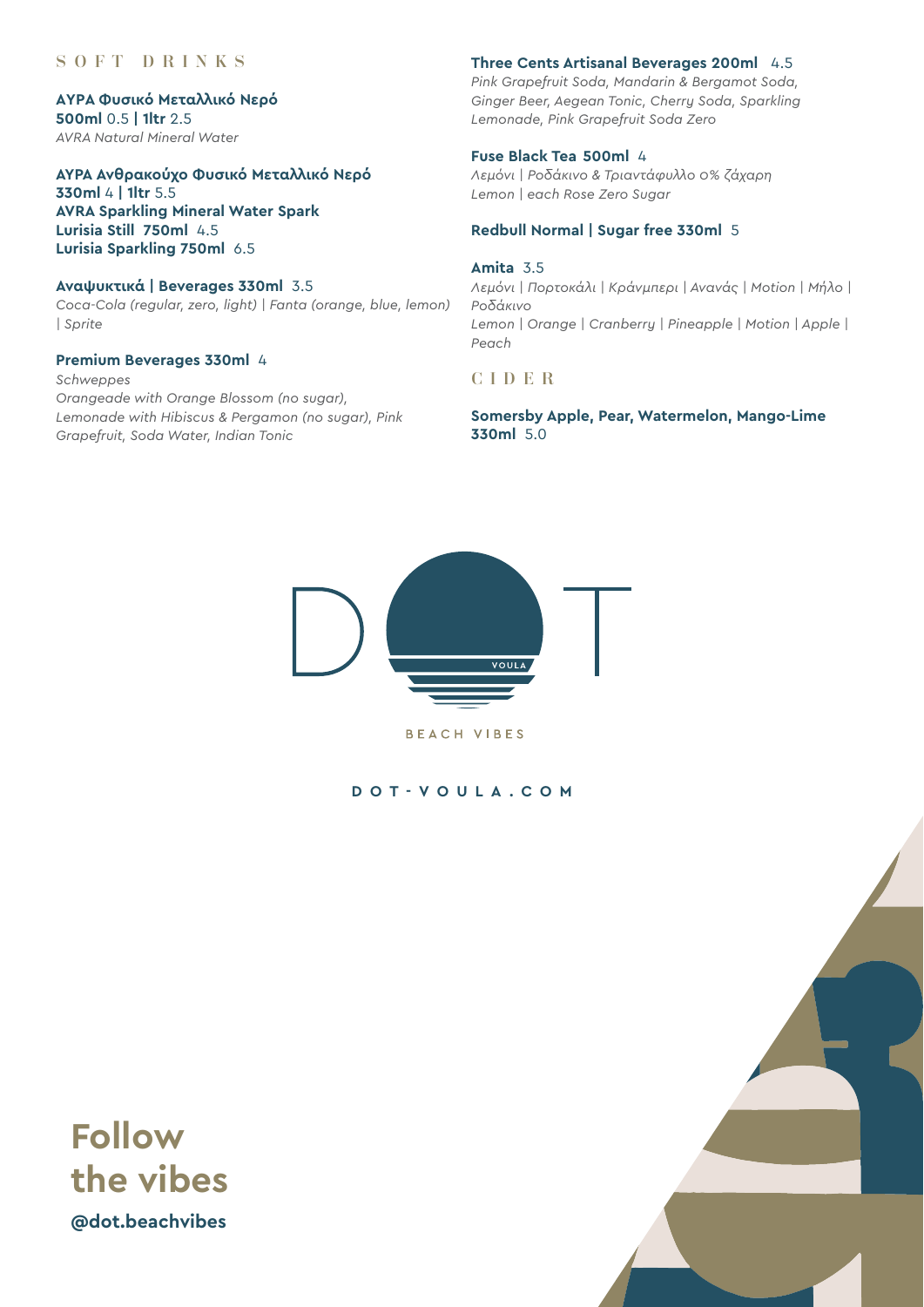## SOFT DRINKS

**ΑΥΡΑ Φυσικό Μεταλλικό Νερό**
**500ml** 0.5 **| 1ltr** 2.5
*AVRA Natural Mineral Water*

**ΑΥΡΑ Ανθρακούχο Φυσικό Μεταλλικό Νερό**
**330ml** 4 **| 1ltr** 5.5
**AVRA Sparkling Mineral Water Spark**
**Lurisia Still 750ml** 4.5
**Lurisia Sparkling 750ml** 6.5

**Αναψυκτικά | Beverages 330ml** 3.5
*Coca-Cola (regular, zero, light) | Fanta (orange, blue, lemon) | Sprite*

**Premium Beverages 330ml** 4
*Schweppes*
*Orangeade with Orange Blossom (no sugar), Lemonade with Hibiscus & Pergamon (no sugar), Pink Grapefruit, Soda Water, Indian Tonic*

**Three Cents Artisanal Beverages 200ml** 4.5
*Pink Grapefruit Soda, Mandarin & Bergamot Soda, Ginger Beer, Aegean Tonic, Cherry Soda, Sparkling Lemonade, Pink Grapefruit Soda Zero*

**Fuse Black Tea 500ml** 4
*Λεμόνι | Ροδάκινο & Τριαντάφυλλο 0% ζάχαρη*
*Lemon | each Rose Zero Sugar*

**Redbull Normal | Sugar free 330ml** 5

**Amita** 3.5
*Λεμόνι | Πορτοκάλι | Κράνμπερι | Ανανάς | Motion | Μήλο | Ροδάκινο*
*Lemon | Orange | Cranberry | Pineapple | Motion | Apple | Peach*

## CIDER

**Somersby Apple, Pear, Watermelon, Mango-Lime 330ml** 5.0

DOT VOULA

BEACH VIBES

DOT-VOULA.COM

**Follow the vibes**

**@dot.beachvibes**